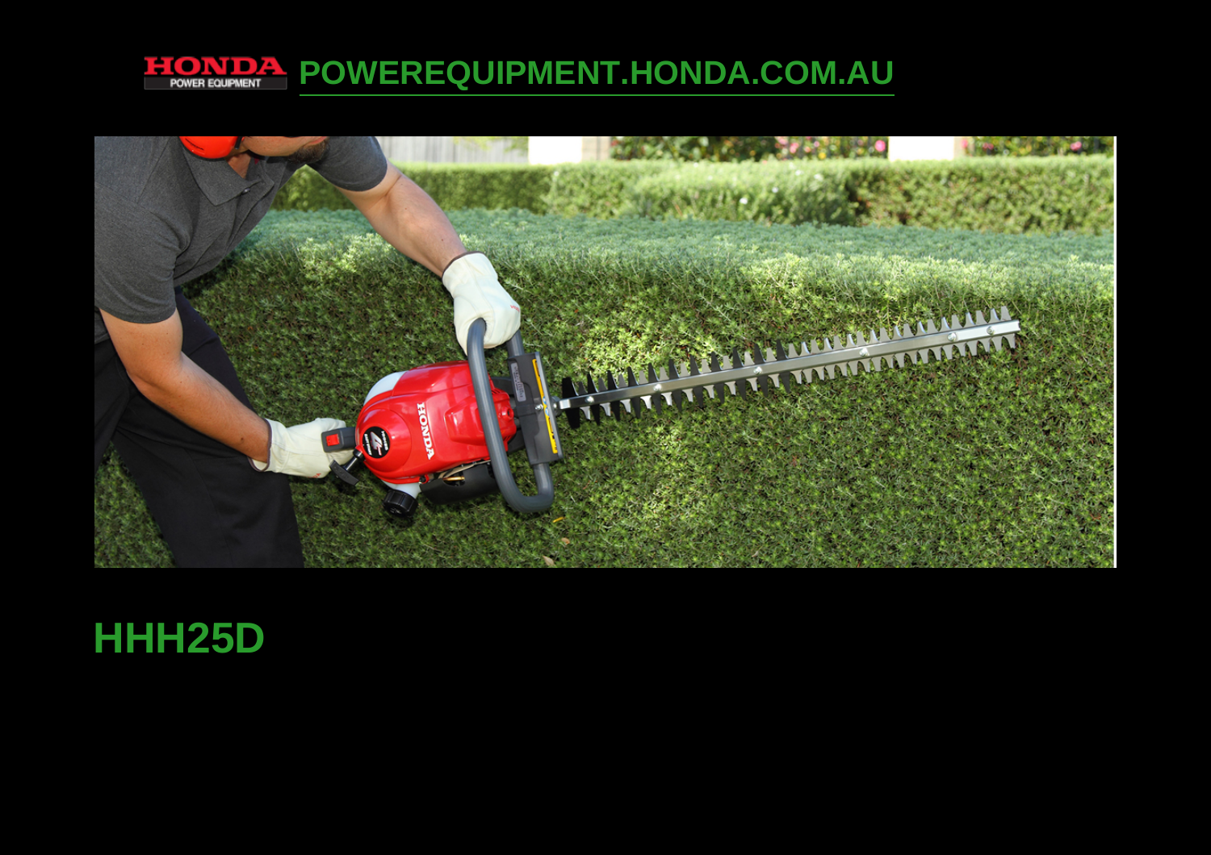POWEREQUIPMENT.HONDA.COM.AU

# HHH25D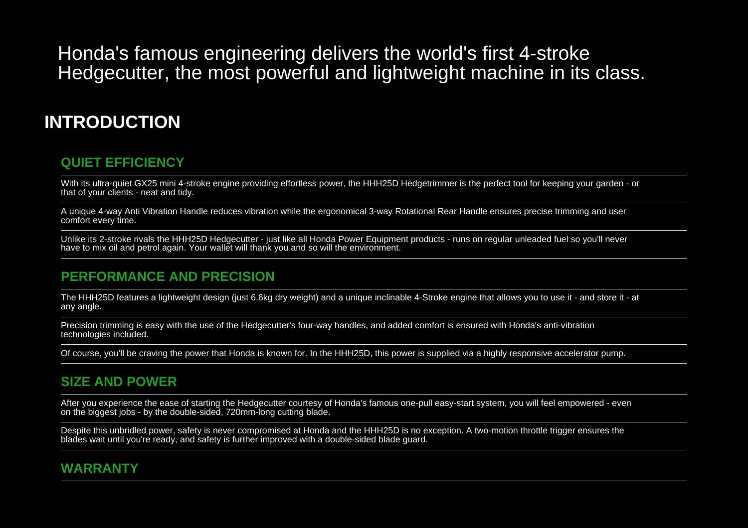Honda's famous engineering delivers the world's first 4-stroke Hedgecutter, the most powerful and lightweight machine in its class.

# INTRODUCTION

## QUIET EFFICIENCY

With its ultra-quiet GX25 mini 4-stroke engine providing effortless power, the HHH25D Hedgetrimmer is the perfect tool for keeping your garden - or that of your clients - neat and tidy.

A unique 4-way Anti Vibration Handle reduces vibration while the ergonomical 3-way Rotational Rear Handle ensures precise trimming and user comfort every time.

Unlike its 2-stroke rivals the HHH25D Hedgecutter - just like all Honda Power Equipment products - runs on regular unleaded fuel so you'll never have to mix oil and petrol again. Your wallet will thank you and so will the environment.

## PERFORMANCE AND PRECISION

The HHH25D features a lightweight design (just 6.6kg dry weight) and a unique inclinable 4-Stroke engine that allows you to use it - and store it - at any angle.

Precision trimming is easy with the use of the Hedgecutter's four-way handles, and added comfort is ensured with Honda's anti-vibration technologies included.

Of course, you'll be craving the power that Honda is known for. In the HHH25D, this power is supplied via a highly responsive accelerator pump.

## SIZE AND POWER

After you experience the ease of starting the Hedgecutter courtesy of Honda's famous one-pull easy-start system, you will feel empowered - even on the biggest jobs - by the double-sided, 720mm-long cutting blade.

Despite this unbridled power, safety is never compromised at Honda and the HHH25D is no exception. A two-motion throttle trigger ensures the blades wait until you're ready, and safety is further improved with a double-sided blade guard.

## WARRANTY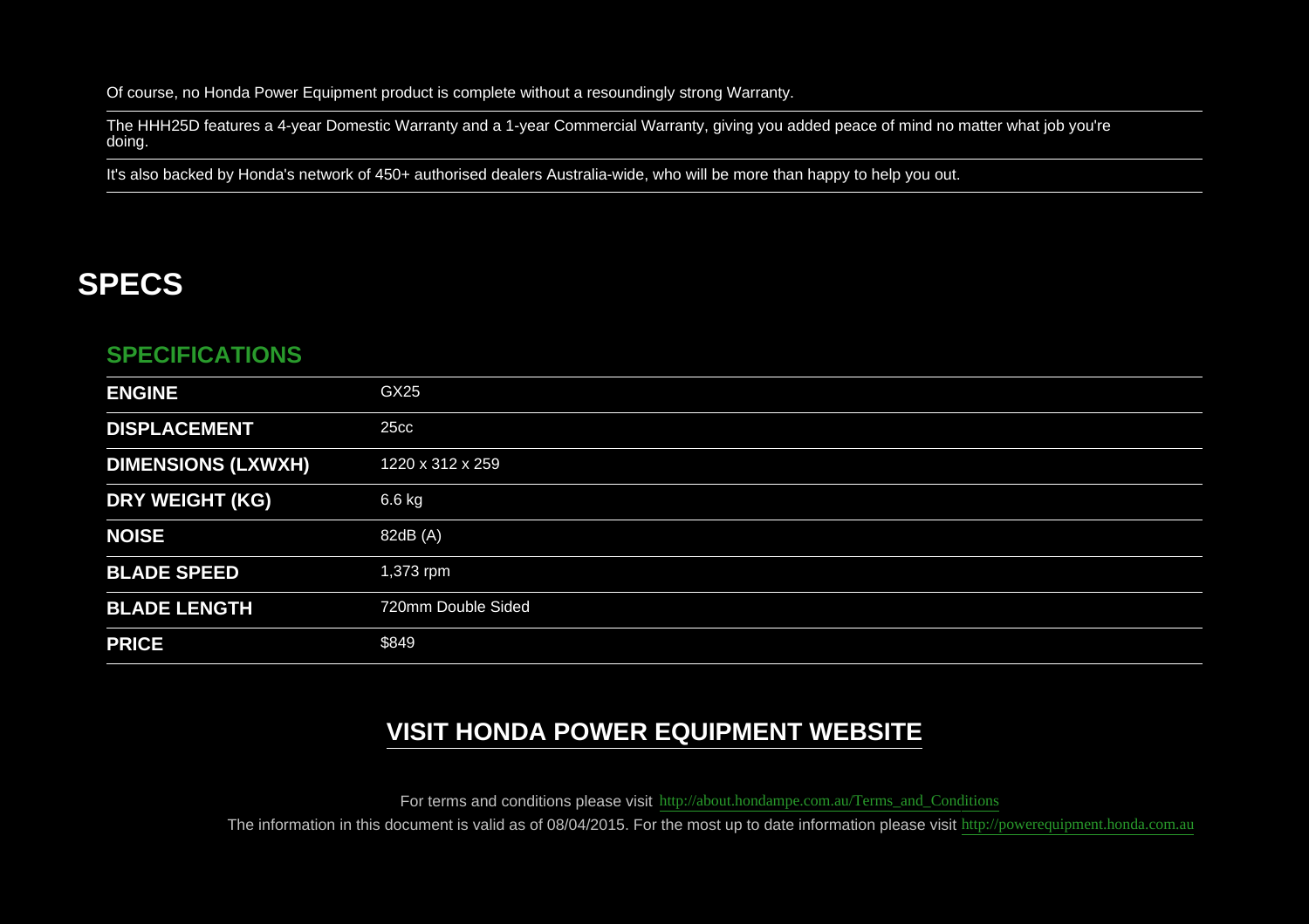Of course, no Honda Power Equipment product is complete without a resoundingly strong Warranty.

The HHH25D features a 4-year Domestic Warranty and a 1-year Commercial Warranty, giving you added peace of mind no matter what job you're doing.

It's also backed by Honda's network of 450+ authorised dealers Australia-wide, who will be more than happy to help you out.

# SPECS

## SPECIFICATIONS

| | |
|---|---|
| **ENGINE** | GX25 |
| **DISPLACEMENT** | 25cc |
| **DIMENSIONS (LXWXH)** | 1220 x 312 x 259 |
| **DRY WEIGHT (KG)** | 6.6 kg |
| **NOISE** | 82dB (A) |
| **BLADE SPEED** | 1,373 rpm |
| **BLADE LENGTH** | 720mm Double Sided |
| **PRICE** | $849 |

## VISIT HONDA POWER EQUIPMENT WEBSITE

For terms and conditions please visit http://about.hondampe.com.au/Terms_and_Conditions

The information in this document is valid as of 08/04/2015. For the most up to date information please visit http://powerequipment.honda.com.au